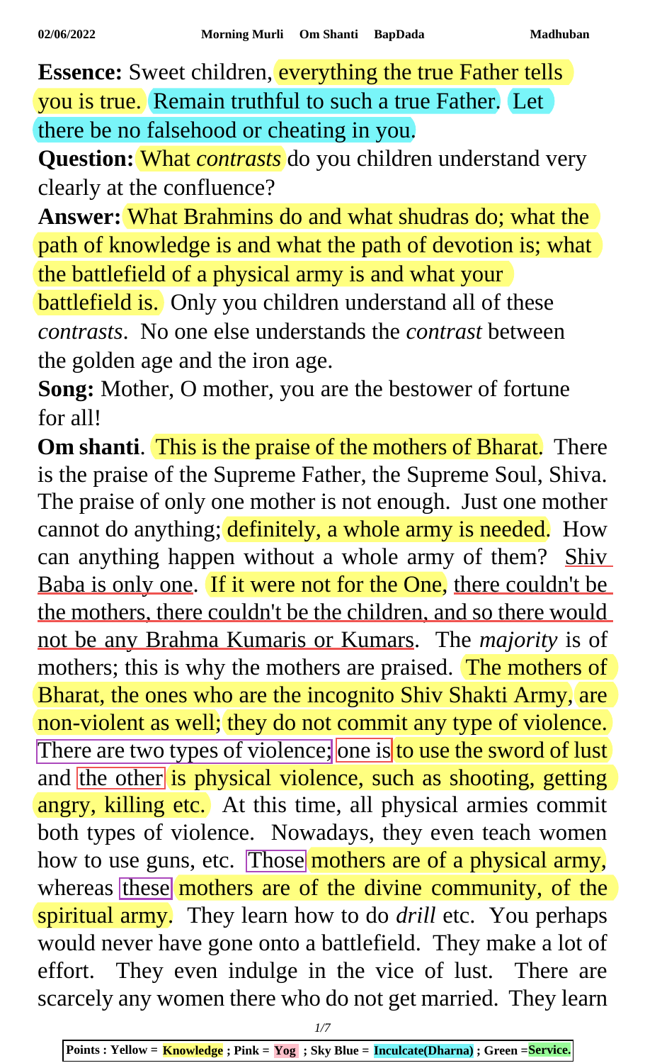**Essence:** Sweet children, everything the true Father tells you is true. Remain truthful to such a true Father. Let there be no falsehood or cheating in you.

**Question:** What *contrasts* do you children understand very clearly at the confluence?

**Answer:** What Brahmins do and what shudras do; what the path of knowledge is and what the path of devotion is; what the battlefield of a physical army is and what your battlefield is. Only you children understand all of these *contrasts*. No one else understands the *contrast* between the golden age and the iron age.

**Song:** Mother, O mother, you are the bestower of fortune for all!

**Om shanti**. This is the praise of the mothers of Bharat. There is the praise of the Supreme Father, the Supreme Soul, Shiva. The praise of only one mother is not enough. Just one mother cannot do anything; definitely, a whole army is needed. How can anything happen without a whole army of them? Shiv Baba is only one. If it were not for the One, there couldn't be the mothers, there couldn't be the children, and so there would not be any Brahma Kumaris or Kumars. The *majority* is of mothers; this is why the mothers are praised. The mothers of Bharat, the ones who are the incognito Shiv Shakti Army, are non-violent as well; they do not commit any type of violence. There are two types of violence; one is to use the sword of lust and the other is physical violence, such as shooting, getting angry, killing etc. At this time, all physical armies commit both types of violence. Nowadays, they even teach women how to use guns, etc. Those mothers are of a physical army, whereas these mothers are of the divine community, of the spiritual army. They learn how to do *drill* etc. You perhaps would never have gone onto a battlefield. They make a lot of effort. They even indulge in the vice of lust. There are scarcely any women there who do not get married. They learn

Points : Yellow = Knowledge ; Pink = Yog ; Sky Blue = Inculcate(Dharna) ; Green =Service.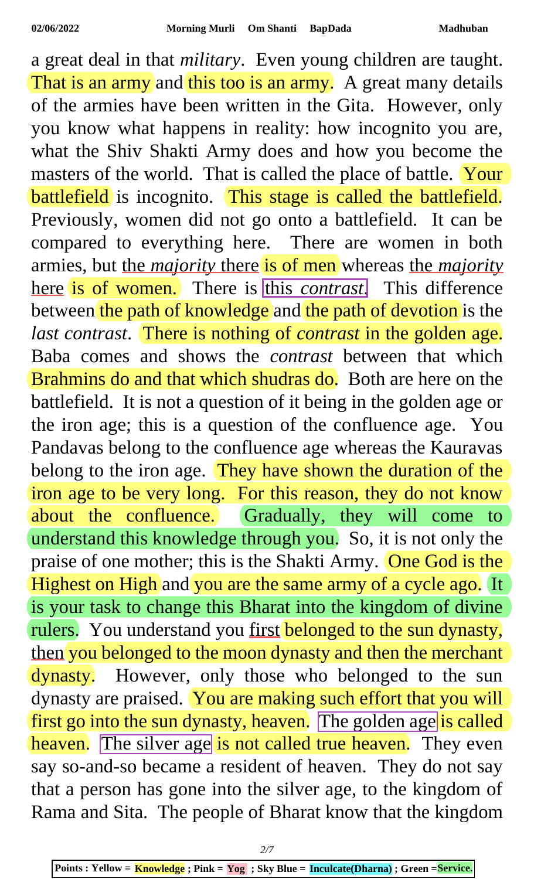a great deal in that *military*. Even young children are taught. That is an army and this too is an army. A great many details of the armies have been written in the Gita. However, only you know what happens in reality: how incognito you are, what the Shiv Shakti Army does and how you become the masters of the world. That is called the place of battle. Your battlefield is incognito. This stage is called the battlefield. Previously, women did not go onto a battlefield. It can be compared to everything here. There are women in both armies, but the *majority* there is of men whereas the *majority* here is of women. There is this *contrast*. This difference between the path of knowledge and the path of devotion is the *last contrast*. There is nothing of *contrast* in the golden age. Baba comes and shows the *contrast* between that which Brahmins do and that which shudras do. Both are here on the battlefield. It is not a question of it being in the golden age or the iron age; this is a question of the confluence age. You Pandavas belong to the confluence age whereas the Kauravas belong to the iron age. They have shown the duration of the iron age to be very long. For this reason, they do not know about the confluence. Gradually, they will come to understand this knowledge through you. So, it is not only the praise of one mother; this is the Shakti Army. One God is the Highest on High and you are the same army of a cycle ago. It is your task to change this Bharat into the kingdom of divine rulers. You understand you first belonged to the sun dynasty, then you belonged to the moon dynasty and then the merchant dynasty. However, only those who belonged to the sun dynasty are praised. You are making such effort that you will first go into the sun dynasty, heaven. The golden age is called heaven. The silver age is not called true heaven. They even say so-and-so became a resident of heaven. They do not say that a person has gone into the silver age, to the kingdom of Rama and Sita. The people of Bharat know that the kingdom

Points : Yellow = Knowledge ; Pink = Yog ; Sky Blue = Inculcate(Dharna) ; Green = Service.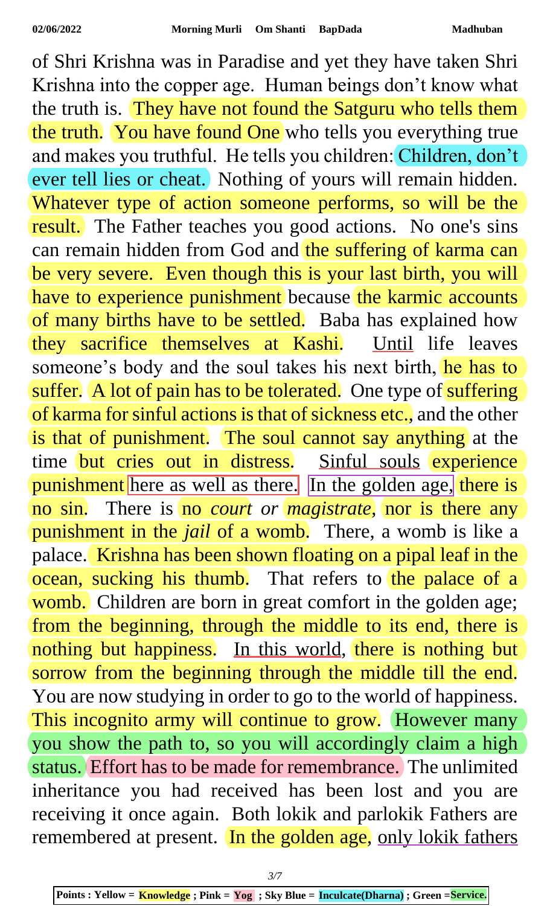of Shri Krishna was in Paradise and yet they have taken Shri Krishna into the copper age. Human beings don't know what the truth is. They have not found the Satguru who tells them the truth. You have found One who tells you everything true and makes you truthful. He tells you children: Children, don't ever tell lies or cheat. Nothing of yours will remain hidden. Whatever type of action someone performs, so will be the result. The Father teaches you good actions. No one's sins can remain hidden from God and the suffering of karma can be very severe. Even though this is your last birth, you will have to experience punishment because the karmic accounts of many births have to be settled. Baba has explained how they sacrifice themselves at Kashi. Until life leaves someone's body and the soul takes his next birth, he has to suffer. A lot of pain has to be tolerated. One type of suffering of karma for sinful actions is that of sickness etc., and the other is that of punishment. The soul cannot say anything at the time but cries out in distress. Sinful souls experience punishment here as well as there. In the golden age, there is no sin. There is no *court* or *magistrate*, nor is there any punishment in the *jail* of a womb. There, a womb is like a palace. Krishna has been shown floating on a pipal leaf in the ocean, sucking his thumb. That refers to the palace of a womb. Children are born in great comfort in the golden age; from the beginning, through the middle to its end, there is nothing but happiness. In this world, there is nothing but sorrow from the beginning through the middle till the end. You are now studying in order to go to the world of happiness. This incognito army will continue to grow. However many you show the path to, so you will accordingly claim a high status. Effort has to be made for remembrance. The unlimited inheritance you had received has been lost and you are receiving it once again. Both lokik and parlokik Fathers are remembered at present. In the golden age, only lokik fathers

Points : Yellow = Knowledge ; Pink = Yog ; Sky Blue = Inculcate(Dharna) ; Green = Service.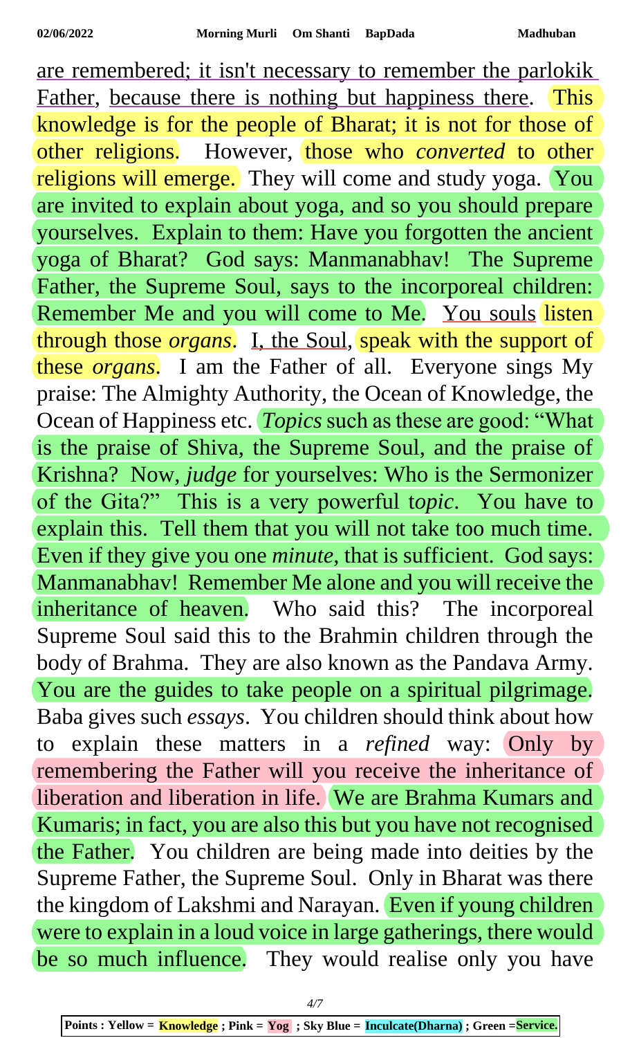are remembered; it isn't necessary to remember the parlokik Father, because there is nothing but happiness there. This knowledge is for the people of Bharat; it is not for those of other religions. However, those who *converted* to other religions will emerge. They will come and study yoga. You are invited to explain about yoga, and so you should prepare yourselves. Explain to them: Have you forgotten the ancient yoga of Bharat? God says: Manmanabhav! The Supreme Father, the Supreme Soul, says to the incorporeal children: Remember Me and you will come to Me. You souls listen through those *organs*. I, the Soul, speak with the support of these *organs*. I am the Father of all. Everyone sings My praise: The Almighty Authority, the Ocean of Knowledge, the Ocean of Happiness etc. *Topics* such as these are good: "What is the praise of Shiva, the Supreme Soul, and the praise of Krishna? Now, *judge* for yourselves: Who is the Sermonizer of the Gita?" This is a very powerful t*opic*. You have to explain this. Tell them that you will not take too much time. Even if they give you one *minute*, that is sufficient. God says: Manmanabhav! Remember Me alone and you will receive the inheritance of heaven. Who said this? The incorporeal Supreme Soul said this to the Brahmin children through the body of Brahma. They are also known as the Pandava Army. You are the guides to take people on a spiritual pilgrimage. Baba gives such *essays*. You children should think about how to explain these matters in a *refined* way: Only by remembering the Father will you receive the inheritance of liberation and liberation in life. We are Brahma Kumars and Kumaris; in fact, you are also this but you have not recognised the Father. You children are being made into deities by the Supreme Father, the Supreme Soul. Only in Bharat was there the kingdom of Lakshmi and Narayan. Even if young children were to explain in a loud voice in large gatherings, there would be so much influence. They would realise only you have

**Points : Yellow = Knowledge ; Pink = Yog ; Sky Blue = Inculcate(Dharna) ; Green =Service.**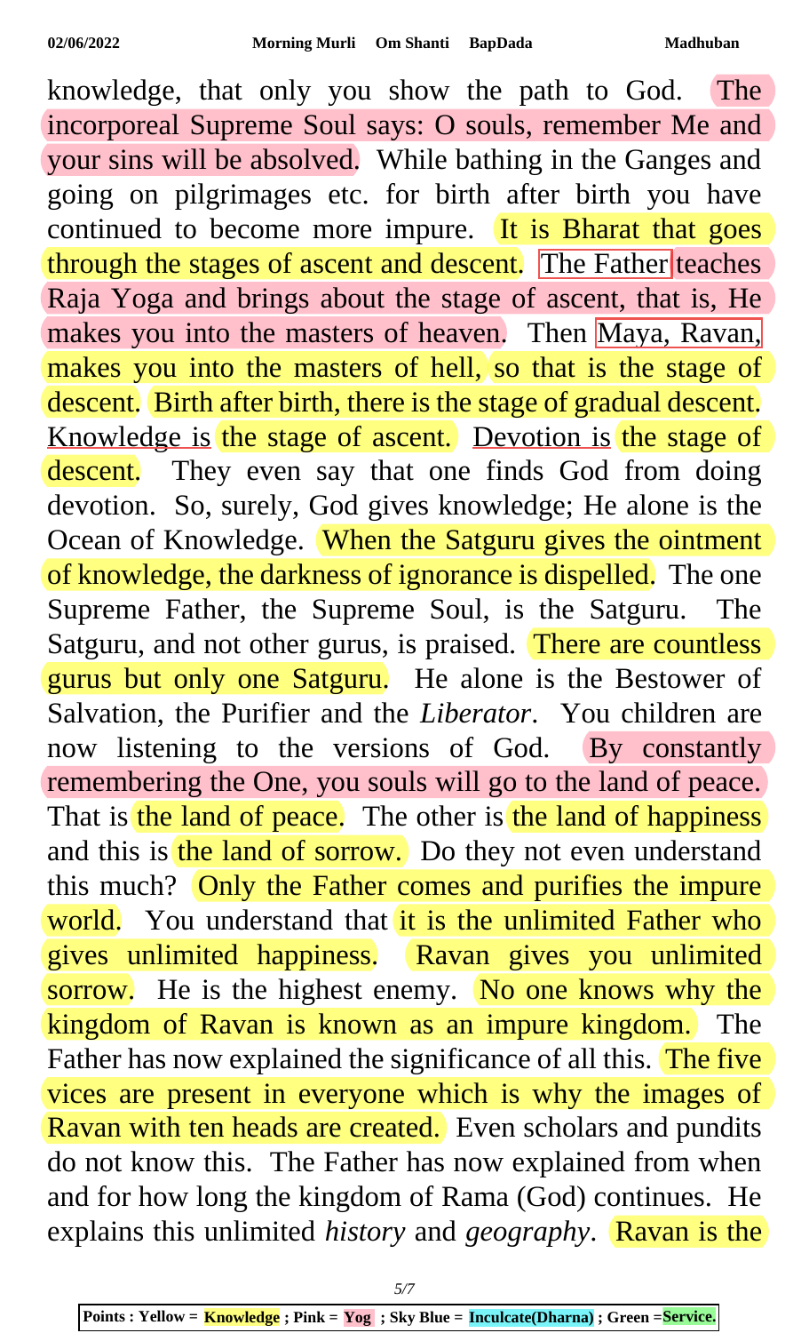knowledge, that only you show the path to God. The incorporeal Supreme Soul says: O souls, remember Me and your sins will be absolved. While bathing in the Ganges and going on pilgrimages etc. for birth after birth you have continued to become more impure. It is Bharat that goes through the stages of ascent and descent. The Father teaches Raja Yoga and brings about the stage of ascent, that is, He makes you into the masters of heaven. Then Maya, Ravan, makes you into the masters of hell, so that is the stage of descent. Birth after birth, there is the stage of gradual descent. Knowledge is the stage of ascent. Devotion is the stage of descent. They even say that one finds God from doing devotion. So, surely, God gives knowledge; He alone is the Ocean of Knowledge. When the Satguru gives the ointment of knowledge, the darkness of ignorance is dispelled. The one Supreme Father, the Supreme Soul, is the Satguru. The Satguru, and not other gurus, is praised. There are countless gurus but only one Satguru. He alone is the Bestower of Salvation, the Purifier and the *Liberator*. You children are now listening to the versions of God. By constantly remembering the One, you souls will go to the land of peace. That is the land of peace. The other is the land of happiness and this is the land of sorrow. Do they not even understand this much? Only the Father comes and purifies the impure world. You understand that it is the unlimited Father who gives unlimited happiness. Ravan gives you unlimited sorrow. He is the highest enemy. No one knows why the kingdom of Ravan is known as an impure kingdom. The Father has now explained the significance of all this. The five vices are present in everyone which is why the images of Ravan with ten heads are created. Even scholars and pundits do not know this. The Father has now explained from when and for how long the kingdom of Rama (God) continues. He explains this unlimited *history* and *geography*. Ravan is the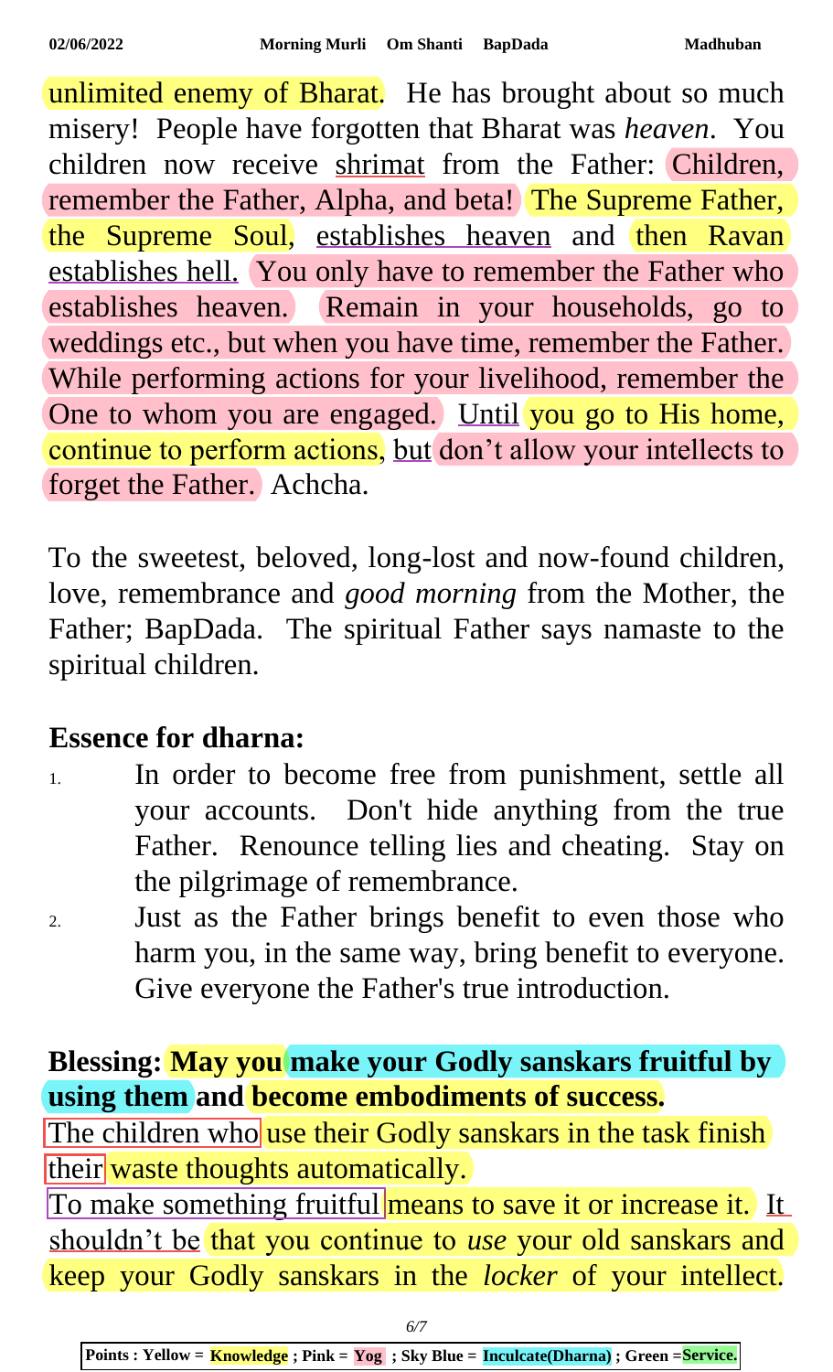unlimited enemy of Bharat. He has brought about so much misery! People have forgotten that Bharat was *heaven*. You children now receive shrimat from the Father: Children, remember the Father, Alpha, and beta! The Supreme Father, the Supreme Soul, establishes heaven and then Ravan establishes hell. You only have to remember the Father who establishes heaven. Remain in your households, go to weddings etc., but when you have time, remember the Father. While performing actions for your livelihood, remember the One to whom you are engaged. Until you go to His home, continue to perform actions, but don't allow your intellects to forget the Father. Achcha.

To the sweetest, beloved, long-lost and now-found children, love, remembrance and *good morning* from the Mother, the Father; BapDada. The spiritual Father says namaste to the spiritual children.

**Essence for dharna:**

1. In order to become free from punishment, settle all your accounts. Don't hide anything from the true Father. Renounce telling lies and cheating. Stay on the pilgrimage of remembrance.
2. Just as the Father brings benefit to even those who harm you, in the same way, bring benefit to everyone. Give everyone the Father's true introduction.

**Blessing: May you make your Godly sanskars fruitful by using them and become embodiments of success.**

The children who use their Godly sanskars in the task finish their waste thoughts automatically.

To make something fruitful means to save it or increase it. It shouldn't be that you continue to *use* your old sanskars and keep your Godly sanskars in the *locker* of your intellect.

Points : Yellow = Knowledge ; Pink = Yog ; Sky Blue = Inculcate(Dharna) ; Green =Service.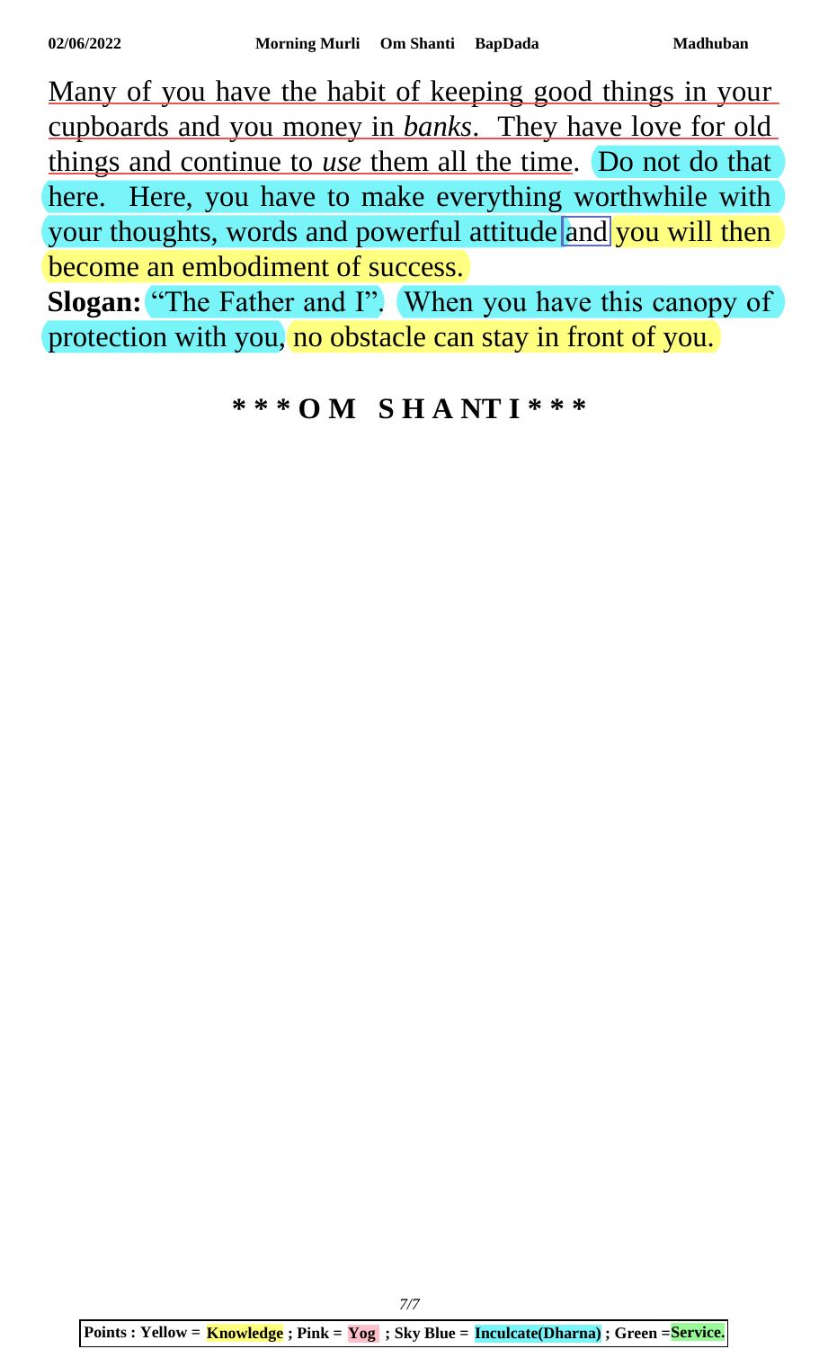Many of you have the habit of keeping good things in your cupboards and you money in *banks*. They have love for old things and continue to *use* them all the time. Do not do that here. Here, you have to make everything worthwhile with your thoughts, words and powerful attitude and you will then become an embodiment of success.

**Slogan:** "The Father and I". When you have this canopy of protection with you, no obstacle can stay in front of you.

**\* \* \* O M S H A NT I \* \* \***

**Points : Yellow = Knowledge ; Pink = Yog ; Sky Blue = Inculcate(Dharna) ; Green =Service.**